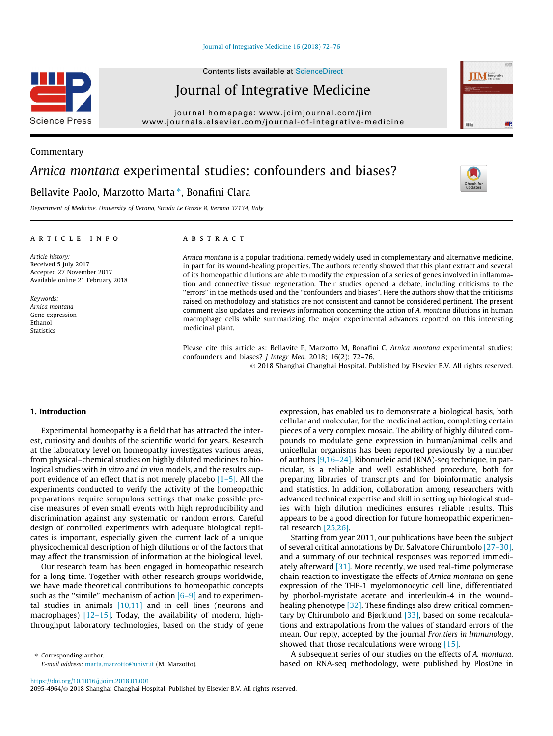Contents lists available at ScienceDirect

# Journal of Integrative Medicine

journal homepage: www.jcimjournal.com/jim
www.journals.elsevier.com/journal-of-integrative-medicine

Commentary

# *Arnica montana* experimental studies: confounders and biases?

Bellavite Paolo, Marzotto Marta *, Bonafini Clara

*Department of Medicine, University of Verona, Strada Le Grazie 8, Verona 37134, Italy*

## ARTICLE INFO

*Article history:*
Received 5 July 2017
Accepted 27 November 2017
Available online 21 February 2018

*Keywords:*
*Arnica montana*
Gene expression
Ethanol
Statistics

## ABSTRACT

*Arnica montana* is a popular traditional remedy widely used in complementary and alternative medicine, in part for its wound-healing properties. The authors recently showed that this plant extract and several of its homeopathic dilutions are able to modify the expression of a series of genes involved in inflammation and connective tissue regeneration. Their studies opened a debate, including criticisms to the "errors" in the methods used and the "confounders and biases". Here the authors show that the criticisms raised on methodology and statistics are not consistent and cannot be considered pertinent. The present comment also updates and reviews information concerning the action of *A. montana* dilutions in human macrophage cells while summarizing the major experimental advances reported on this interesting medicinal plant.

Please cite this article as: Bellavite P, Marzotto M, Bonafini C. *Arnica montana* experimental studies: confounders and biases? *J Integr Med.* 2018; 16(2): 72–76.

© 2018 Shanghai Changhai Hospital. Published by Elsevier B.V. All rights reserved.

## 1. Introduction

Experimental homeopathy is a field that has attracted the interest, curiosity and doubts of the scientific world for years. Research at the laboratory level on homeopathy investigates various areas, from physical–chemical studies on highly diluted medicines to biological studies with *in vitro* and *in vivo* models, and the results support evidence of an effect that is not merely placebo [1–5]. All the experiments conducted to verify the activity of the homeopathic preparations require scrupulous settings that make possible precise measures of even small events with high reproducibility and discrimination against any systematic or random errors. Careful design of controlled experiments with adequate biological replicates is important, especially given the current lack of a unique physicochemical description of high dilutions or of the factors that may affect the transmission of information at the biological level.

Our research team has been engaged in homeopathic research for a long time. Together with other research groups worldwide, we have made theoretical contributions to homeopathic concepts such as the "simile" mechanism of action [6–9] and to experimental studies in animals [10,11] and in cell lines (neurons and macrophages) [12–15]. Today, the availability of modern, high-throughput laboratory technologies, based on the study of gene expression, has enabled us to demonstrate a biological basis, both cellular and molecular, for the medicinal action, completing certain pieces of a very complex mosaic. The ability of highly diluted compounds to modulate gene expression in human/animal cells and unicellular organisms has been reported previously by a number of authors [9,16–24]. Ribonucleic acid (RNA)-seq technique, in particular, is a reliable and well established procedure, both for preparing libraries of transcripts and for bioinformatic analysis and statistics. In addition, collaboration among researchers with advanced technical expertise and skill in setting up biological studies with high dilution medicines ensures reliable results. This appears to be a good direction for future homeopathic experimental research [25,26].

Starting from year 2011, our publications have been the subject of several critical annotations by Dr. Salvatore Chirumbolo [27–30], and a summary of our technical responses was reported immediately afterward [31]. More recently, we used real-time polymerase chain reaction to investigate the effects of *Arnica montana* on gene expression of the THP-1 myelomonocytic cell line, differentiated by phorbol-myristate acetate and interleukin-4 in the wound-healing phenotype [32]. These findings also drew critical commentary by Chirumbolo and Bjørklund [33], based on some recalculations and extrapolations from the values of standard errors of the mean. Our reply, accepted by the journal *Frontiers in Immunology*, showed that those recalculations were wrong [15].

A subsequent series of our studies on the effects of *A. montana*, based on RNA-seq methodology, were published by PlosOne in

* Corresponding author.
E-mail address: marta.marzotto@univr.it (M. Marzotto).

https://doi.org/10.1016/j.joim.2018.01.001
2095-4964/© 2018 Shanghai Changhai Hospital. Published by Elsevier B.V. All rights reserved.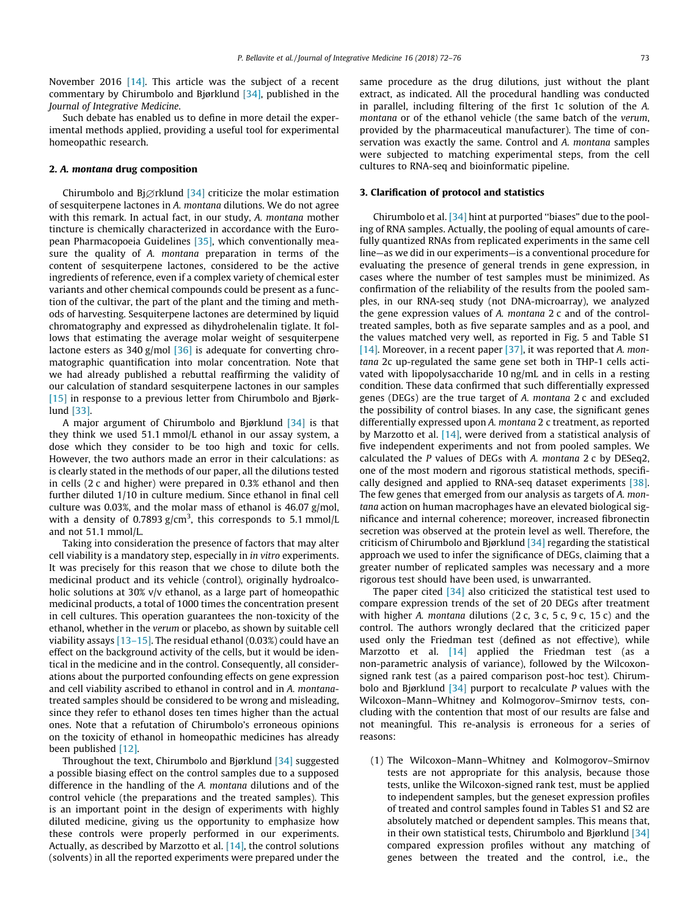November 2016 [14]. This article was the subject of a recent commentary by Chirumbolo and Bjørklund [34], published in the *Journal of Integrative Medicine*.

Such debate has enabled us to define in more detail the experimental methods applied, providing a useful tool for experimental homeopathic research.

## 2. *A. montana* drug composition

Chirumbolo and Bj∅rklund [34] criticize the molar estimation of sesquiterpene lactones in *A. montana* dilutions. We do not agree with this remark. In actual fact, in our study, *A. montana* mother tincture is chemically characterized in accordance with the European Pharmacopoeia Guidelines [35], which conventionally measure the quality of *A. montana* preparation in terms of the content of sesquiterpene lactones, considered to be the active ingredients of reference, even if a complex variety of chemical ester variants and other chemical compounds could be present as a function of the cultivar, the part of the plant and the timing and methods of harvesting. Sesquiterpene lactones are determined by liquid chromatography and expressed as dihydrohelenalin tiglate. It follows that estimating the average molar weight of sesquiterpene lactone esters as 340 g/mol [36] is adequate for converting chromatographic quantification into molar concentration. Note that we had already published a rebuttal reaffirming the validity of our calculation of standard sesquiterpene lactones in our samples [15] in response to a previous letter from Chirumbolo and Bjørklund [33].

A major argument of Chirumbolo and Bjørklund [34] is that they think we used 51.1 mmol/L ethanol in our assay system, a dose which they consider to be too high and toxic for cells. However, the two authors made an error in their calculations: as is clearly stated in the methods of our paper, all the dilutions tested in cells (2 c and higher) were prepared in 0.3% ethanol and then further diluted 1/10 in culture medium. Since ethanol in final cell culture was 0.03%, and the molar mass of ethanol is 46.07 g/mol, with a density of 0.7893 g/cm$^3$, this corresponds to 5.1 mmol/L and not 51.1 mmol/L.

Taking into consideration the presence of factors that may alter cell viability is a mandatory step, especially in *in vitro* experiments. It was precisely for this reason that we chose to dilute both the medicinal product and its vehicle (control), originally hydroalcoholic solutions at 30% v/v ethanol, as a large part of homeopathic medicinal products, a total of 1000 times the concentration present in cell cultures. This operation guarantees the non-toxicity of the ethanol, whether in the *verum* or placebo, as shown by suitable cell viability assays [13–15]. The residual ethanol (0.03%) could have an effect on the background activity of the cells, but it would be identical in the medicine and in the control. Consequently, all considerations about the purported confounding effects on gene expression and cell viability ascribed to ethanol in control and in *A. montana*-treated samples should be considered to be wrong and misleading, since they refer to ethanol doses ten times higher than the actual ones. Note that a refutation of Chirumbolo's erroneous opinions on the toxicity of ethanol in homeopathic medicines has already been published [12].

Throughout the text, Chirumbolo and Bjørklund [34] suggested a possible biasing effect on the control samples due to a supposed difference in the handling of the *A. montana* dilutions and of the control vehicle (the preparations and the treated samples). This is an important point in the design of experiments with highly diluted medicine, giving us the opportunity to emphasize how these controls were properly performed in our experiments. Actually, as described by Marzotto et al. [14], the control solutions (solvents) in all the reported experiments were prepared under the same procedure as the drug dilutions, just without the plant extract, as indicated. All the procedural handling was conducted in parallel, including filtering of the first 1c solution of the *A. montana* or of the ethanol vehicle (the same batch of the *verum*, provided by the pharmaceutical manufacturer). The time of conservation was exactly the same. Control and *A. montana* samples were subjected to matching experimental steps, from the cell cultures to RNA-seq and bioinformatic pipeline.

## 3. Clarification of protocol and statistics

Chirumbolo et al. [34] hint at purported "biases" due to the pooling of RNA samples. Actually, the pooling of equal amounts of carefully quantized RNAs from replicated experiments in the same cell line—as we did in our experiments—is a conventional procedure for evaluating the presence of general trends in gene expression, in cases where the number of test samples must be minimized. As confirmation of the reliability of the results from the pooled samples, in our RNA-seq study (not DNA-microarray), we analyzed the gene expression values of *A. montana* 2 c and of the control-treated samples, both as five separate samples and as a pool, and the values matched very well, as reported in Fig. 5 and Table S1 [14]. Moreover, in a recent paper [37], it was reported that *A. montana* 2c up-regulated the same gene set both in THP-1 cells activated with lipopolysaccharide 10 ng/mL and in cells in a resting condition. These data confirmed that such differentially expressed genes (DEGs) are the true target of *A. montana* 2 c and excluded the possibility of control biases. In any case, the significant genes differentially expressed upon *A. montana* 2 c treatment, as reported by Marzotto et al. [14], were derived from a statistical analysis of five independent experiments and not from pooled samples. We calculated the *P* values of DEGs with *A. montana* 2 c by DESeq2, one of the most modern and rigorous statistical methods, specifically designed and applied to RNA-seq dataset experiments [38]. The few genes that emerged from our analysis as targets of *A. montana* action on human macrophages have an elevated biological significance and internal coherence; moreover, increased fibronectin secretion was observed at the protein level as well. Therefore, the criticism of Chirumbolo and Bjørklund [34] regarding the statistical approach we used to infer the significance of DEGs, claiming that a greater number of replicated samples was necessary and a more rigorous test should have been used, is unwarranted.

The paper cited [34] also criticized the statistical test used to compare expression trends of the set of 20 DEGs after treatment with higher *A. montana* dilutions (2 c, 3 c, 5 c, 9 c, 15 c) and the control. The authors wrongly declared that the criticized paper used only the Friedman test (defined as not effective), while Marzotto et al. [14] applied the Friedman test (as a non-parametric analysis of variance), followed by the Wilcoxon-signed rank test (as a paired comparison post-hoc test). Chirumbolo and Bjørklund [34] purport to recalculate *P* values with the Wilcoxon–Mann–Whitney and Kolmogorov–Smirnov tests, concluding with the contention that most of our results are false and not meaningful. This re-analysis is erroneous for a series of reasons:

(1) The Wilcoxon–Mann–Whitney and Kolmogorov–Smirnov tests are not appropriate for this analysis, because those tests, unlike the Wilcoxon-signed rank test, must be applied to independent samples, but the geneset expression profiles of treated and control samples found in Tables S1 and S2 are absolutely matched or dependent samples. This means that, in their own statistical tests, Chirumbolo and Bjørklund [34] compared expression profiles without any matching of genes between the treated and the control, i.e., the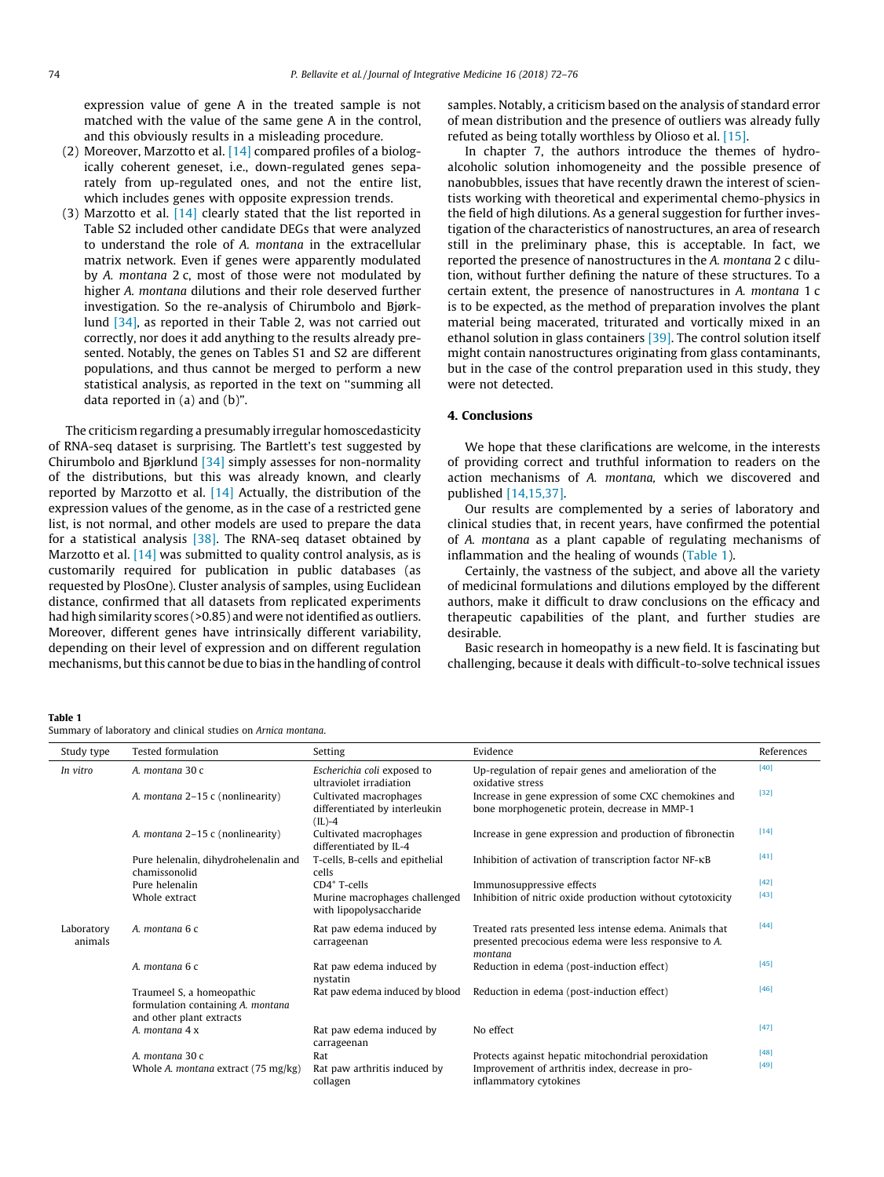expression value of gene A in the treated sample is not matched with the value of the same gene A in the control, and this obviously results in a misleading procedure.

(2) Moreover, Marzotto et al. [14] compared profiles of a biologically coherent geneset, i.e., down-regulated genes separately from up-regulated ones, and not the entire list, which includes genes with opposite expression trends.

(3) Marzotto et al. [14] clearly stated that the list reported in Table S2 included other candidate DEGs that were analyzed to understand the role of *A. montana* in the extracellular matrix network. Even if genes were apparently modulated by *A. montana* 2 c, most of those were not modulated by higher *A. montana* dilutions and their role deserved further investigation. So the re-analysis of Chirumbolo and Bjørklund [34], as reported in their Table 2, was not carried out correctly, nor does it add anything to the results already presented. Notably, the genes on Tables S1 and S2 are different populations, and thus cannot be merged to perform a new statistical analysis, as reported in the text on "summing all data reported in (a) and (b)".

The criticism regarding a presumably irregular homoscedasticity of RNA-seq dataset is surprising. The Bartlett's test suggested by Chirumbolo and Bjørklund [34] simply assesses for non-normality of the distributions, but this was already known, and clearly reported by Marzotto et al. [14] Actually, the distribution of the expression values of the genome, as in the case of a restricted gene list, is not normal, and other models are used to prepare the data for a statistical analysis [38]. The RNA-seq dataset obtained by Marzotto et al. [14] was submitted to quality control analysis, as is customarily required for publication in public databases (as requested by PlosOne). Cluster analysis of samples, using Euclidean distance, confirmed that all datasets from replicated experiments had high similarity scores (>0.85) and were not identified as outliers. Moreover, different genes have intrinsically different variability, depending on their level of expression and on different regulation mechanisms, but this cannot be due to bias in the handling of control samples. Notably, a criticism based on the analysis of standard error of mean distribution and the presence of outliers was already fully refuted as being totally worthless by Olioso et al. [15].

In chapter 7, the authors introduce the themes of hydro-alcoholic solution inhomogeneity and the possible presence of nanobubbles, issues that have recently drawn the interest of scientists working with theoretical and experimental chemo-physics in the field of high dilutions. As a general suggestion for further investigation of the characteristics of nanostructures, an area of research still in the preliminary phase, this is acceptable. In fact, we reported the presence of nanostructures in the *A. montana* 2 c dilution, without further defining the nature of these structures. To a certain extent, the presence of nanostructures in *A. montana* 1 c is to be expected, as the method of preparation involves the plant material being macerated, triturated and vortically mixed in an ethanol solution in glass containers [39]. The control solution itself might contain nanostructures originating from glass contaminants, but in the case of the control preparation used in this study, they were not detected.

## 4. Conclusions

We hope that these clarifications are welcome, in the interests of providing correct and truthful information to readers on the action mechanisms of *A. montana,* which we discovered and published [14,15,37].

Our results are complemented by a series of laboratory and clinical studies that, in recent years, have confirmed the potential of *A. montana* as a plant capable of regulating mechanisms of inflammation and the healing of wounds (Table 1).

Certainly, the vastness of the subject, and above all the variety of medicinal formulations and dilutions employed by the different authors, make it difficult to draw conclusions on the efficacy and therapeutic capabilities of the plant, and further studies are desirable.

Basic research in homeopathy is a new field. It is fascinating but challenging, because it deals with difficult-to-solve technical issues

**Table 1**
Summary of laboratory and clinical studies on *Arnica montana*.

| Study type | Tested formulation | Setting | Evidence | References |
|---|---|---|---|---|
| *In vitro* | *A. montana* 30 c | *Escherichia coli* exposed to ultraviolet irradiation | Up-regulation of repair genes and amelioration of the oxidative stress | [40] |
| | *A. montana* 2–15 c (nonlinearity) | Cultivated macrophages differentiated by interleukin (IL)-4 | Increase in gene expression of some CXC chemokines and bone morphogenetic protein, decrease in MMP-1 | [32] |
| | *A. montana* 2–15 c (nonlinearity) | Cultivated macrophages differentiated by IL-4 | Increase in gene expression and production of fibronectin | [14] |
| | Pure helenalin, dihydrohelenalin and chamissonolid | T-cells, B-cells and epithelial cells | Inhibition of activation of transcription factor NF-κB | [41] |
| | Pure helenalin | CD4+ T-cells | Immunosuppressive effects | [42] |
| | Whole extract | Murine macrophages challenged with lipopolysaccharide | Inhibition of nitric oxide production without cytotoxicity | [43] |
| Laboratory animals | *A. montana* 6 c | Rat paw edema induced by carrageenan | Treated rats presented less intense edema. Animals that presented precocious edema were less responsive to *A. montana* | [44] |
| | *A. montana* 6 c | Rat paw edema induced by nystatin | Reduction in edema (post-induction effect) | [45] |
| | Traumeel S, a homeopathic formulation containing *A. montana* and other plant extracts | Rat paw edema induced by blood | Reduction in edema (post-induction effect) | [46] |
| | *A. montana* 4 x | Rat paw edema induced by carrageenan | No effect | [47] |
| | *A. montana* 30 c | Rat | Protects against hepatic mitochondrial peroxidation | [48] |
| | Whole *A. montana* extract (75 mg/kg) | Rat paw arthritis induced by collagen | Improvement of arthritis index, decrease in pro-inflammatory cytokines | [49] |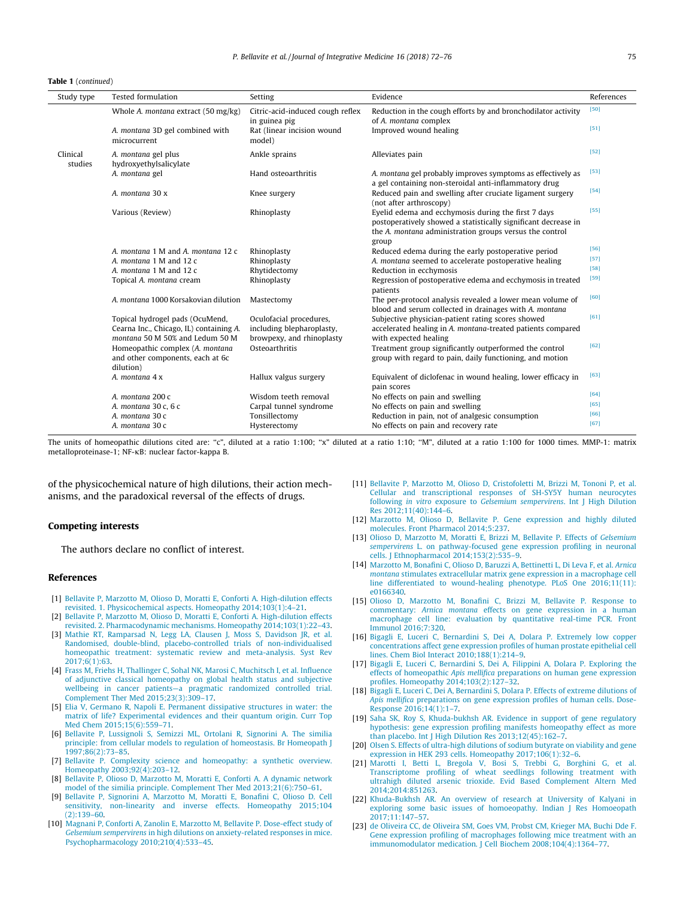**Table 1** (*continued*)

| Study type | Tested formulation | Setting | Evidence | References |
|---|---|---|---|---|
| | Whole *A. montana* extract (50 mg/kg) | Citric-acid-induced cough reflex in guinea pig | Reduction in the cough efforts by and bronchodilator activity of *A. montana* complex | [50] |
| | *A. montana* 3D gel combined with microcurrent | Rat (linear incision wound model) | Improved wound healing | [51] |
| Clinical studies | *A. montana* gel plus hydroxyethylsalicylate | Ankle sprains | Alleviates pain | [52] |
| | *A. montana* gel | Hand osteoarthritis | *A. montana* gel probably improves symptoms as effectively as a gel containing non-steroidal anti-inflammatory drug | [53] |
| | *A. montana* 30 x | Knee surgery | Reduced pain and swelling after cruciate ligament surgery (not after arthroscopy) | [54] |
| | Various (Review) | Rhinoplasty | Eyelid edema and ecchymosis during the first 7 days postoperatively showed a statistically significant decrease in the *A. montana* administration groups versus the control group | [55] |
| | *A. montana* 1 M and *A. montana* 12 c | Rhinoplasty | Reduced edema during the early postoperative period | [56] |
| | *A. montana* 1 M and 12 c | Rhinoplasty | *A. montana* seemed to accelerate postoperative healing | [57] |
| | *A. montana* 1 M and 12 c | Rhytidectomy | Reduction in ecchymosis | [58] |
| | Topical *A. montana* cream | Rhinoplasty | Regression of postoperative edema and ecchymosis in treated patients | [59] |
| | *A. montana* 1000 Korsakovian dilution | Mastectomy | The per-protocol analysis revealed a lower mean volume of blood and serum collected in drainages with *A. montana* | [60] |
| | Topical hydrogel pads (OcuMend, Cearna Inc., Chicago, IL) containing *A. montana* 50 M 50% and Ledum 50 M | Oculofacial procedures, including blepharoplasty, browpexy, and rhinoplasty | Subjective physician-patient rating scores showed accelerated healing in *A. montana*-treated patients compared with expected healing | [61] |
| | Homeopathic complex (*A. montana* and other components, each at 6c dilution) | Osteoarthritis | Treatment group significantly outperformed the control group with regard to pain, daily functioning, and motion | [62] |
| | *A. montana* 4 x | Hallux valgus surgery | Equivalent of diclofenac in wound healing, lower efficacy in pain scores | [63] |
| | *A. montana* 200 c | Wisdom teeth removal | No effects on pain and swelling | [64] |
| | *A. montana* 30 c, 6 c | Carpal tunnel syndrome | No effects on pain and swelling | [65] |
| | *A. montana* 30 c | Tonsillectomy | Reduction in pain, not of analgesic consumption | [66] |
| | *A. montana* 30 c | Hysterectomy | No effects on pain and recovery rate | [67] |

The units of homeopathic dilutions cited are: "c", diluted at a ratio 1:100; "x" diluted at a ratio 1:10; "M", diluted at a ratio 1:100 for 1000 times. MMP-1: matrix metalloproteinase-1; NF-κB: nuclear factor-kappa B.

of the physicochemical nature of high dilutions, their action mechanisms, and the paradoxical reversal of the effects of drugs.

## Competing interests

The authors declare no conflict of interest.

## References

[1] Bellavite P, Marzotto M, Olioso D, Moratti E, Conforti A. High-dilution effects revisited. 1. Physicochemical aspects. Homeopathy 2014;103(1):4–21.

[2] Bellavite P, Marzotto M, Olioso D, Moratti E, Conforti A. High-dilution effects revisited. 2. Pharmacodynamic mechanisms. Homeopathy 2014;103(1):22–43.

[3] Mathie RT, Ramparsad N, Legg LA, Clausen J, Moss S, Davidson JR, et al. Randomised, double-blind, placebo-controlled trials of non-individualised homeopathic treatment: systematic review and meta-analysis. Syst Rev 2017;6(1):63.

[4] Frass M, Friehs H, Thallinger C, Sohal NK, Marosi C, Muchitsch I, et al. Influence of adjunctive classical homeopathy on global health status and subjective wellbeing in cancer patients—a pragmatic randomized controlled trial. Complement Ther Med 2015;23(3):309–17.

[5] Elia V, Germano R, Napoli E. Permanent dissipative structures in water: the matrix of life? Experimental evidences and their quantum origin. Curr Top Med Chem 2015;15(6):559–71.

[6] Bellavite P, Lussignoli S, Semizzi ML, Ortolani R, Signorini A. The similia principle: from cellular models to regulation of homeostasis. Br Homeopath J 1997;86(2):73–85.

[7] Bellavite P. Complexity science and homeopathy: a synthetic overview. Homeopathy 2003;92(4):203–12.

[8] Bellavite P, Olioso D, Marzotto M, Moratti E, Conforti A. A dynamic network model of the similia principle. Complement Ther Med 2013;21(6):750–61.

[9] Bellavite P, Signorini A, Marzotto M, Moratti E, Bonafini C, Olioso D. Cell sensitivity, non-linearity and inverse effects. Homeopathy 2015;104(2):139–60.

[10] Magnani P, Conforti A, Zanolin E, Marzotto M, Bellavite P. Dose-effect study of *Gelsemium sempervirens* in high dilutions on anxiety-related responses in mice. Psychopharmacology 2010;210(4):533–45.

[11] Bellavite P, Marzotto M, Olioso D, Cristofoletti M, Brizzi M, Tononi P, et al. Cellular and transcriptional responses of SH-SY5Y human neurocytes following *in vitro* exposure to *Gelsemium sempervirens*. Int J High Dilution Res 2012;11(40):144–6.

[12] Marzotto M, Olioso D, Bellavite P. Gene expression and highly diluted molecules. Front Pharmacol 2014;5:237.

[13] Olioso D, Marzotto M, Moratti E, Brizzi M, Bellavite P. Effects of *Gelsemium sempervirens* L. on pathway-focused gene expression profiling in neuronal cells. J Ethnopharmacol 2014;153(2):535–9.

[14] Marzotto M, Bonafini C, Olioso D, Baruzzi A, Bettinetti L, Di Leva F, et al. *Arnica montana* stimulates extracellular matrix gene expression in a macrophage cell line differentiated to wound-healing phenotype. PLoS One 2016;11(11):e0166340.

[15] Olioso D, Marzotto M, Bonafini C, Brizzi M, Bellavite P. Response to commentary: *Arnica montana* effects on gene expression in a human macrophage cell line: evaluation by quantitative real-time PCR. Front Immunol 2016;7:320.

[16] Bigagli E, Luceri C, Bernardini S, Dei A, Dolara P. Extremely low copper concentrations affect gene expression profiles of human prostate epithelial cell lines. Chem Biol Interact 2010;188(1):214–9.

[17] Bigagli E, Luceri C, Bernardini S, Dei A, Filippini A, Dolara P. Exploring the effects of homeopathic *Apis mellifica* preparations on human gene expression profiles. Homeopathy 2014;103(2):127–32.

[18] Bigagli E, Luceri C, Dei A, Bernardini S, Dolara P. Effects of extreme dilutions of *Apis mellifica* preparations on gene expression profiles of human cells. Dose-Response 2016;14(1):1–7.

[19] Saha SK, Roy S, Khuda-bukhsh AR. Evidence in support of gene regulatory hypothesis: gene expression profiling manifests homeopathy effect as more than placebo. Int J High Dilution Res 2013;12(45):162–7.

[20] Olsen S. Effects of ultra-high dilutions of sodium butyrate on viability and gene expression in HEK 293 cells. Homeopathy 2017;106(1):32–6.

[21] Marotti I, Betti L, Bregola V, Bosi S, Trebbi G, Borghini G, et al. Transcriptome profiling of wheat seedlings following treatment with ultrahigh diluted arsenic trioxide. Evid Based Complement Altern Med 2014;2014:851263.

[22] Khuda-Bukhsh AR. An overview of research at University of Kalyani in exploring some basic issues of homoeopathy. Indian J Res Homoeopath 2017;11:147–57.

[23] de Oliveira CC, de Oliveira SM, Goes VM, Probst CM, Krieger MA, Buchi Dde F. Gene expression profiling of macrophages following mice treatment with an immunomodulator medication. J Cell Biochem 2008;104(4):1364–77.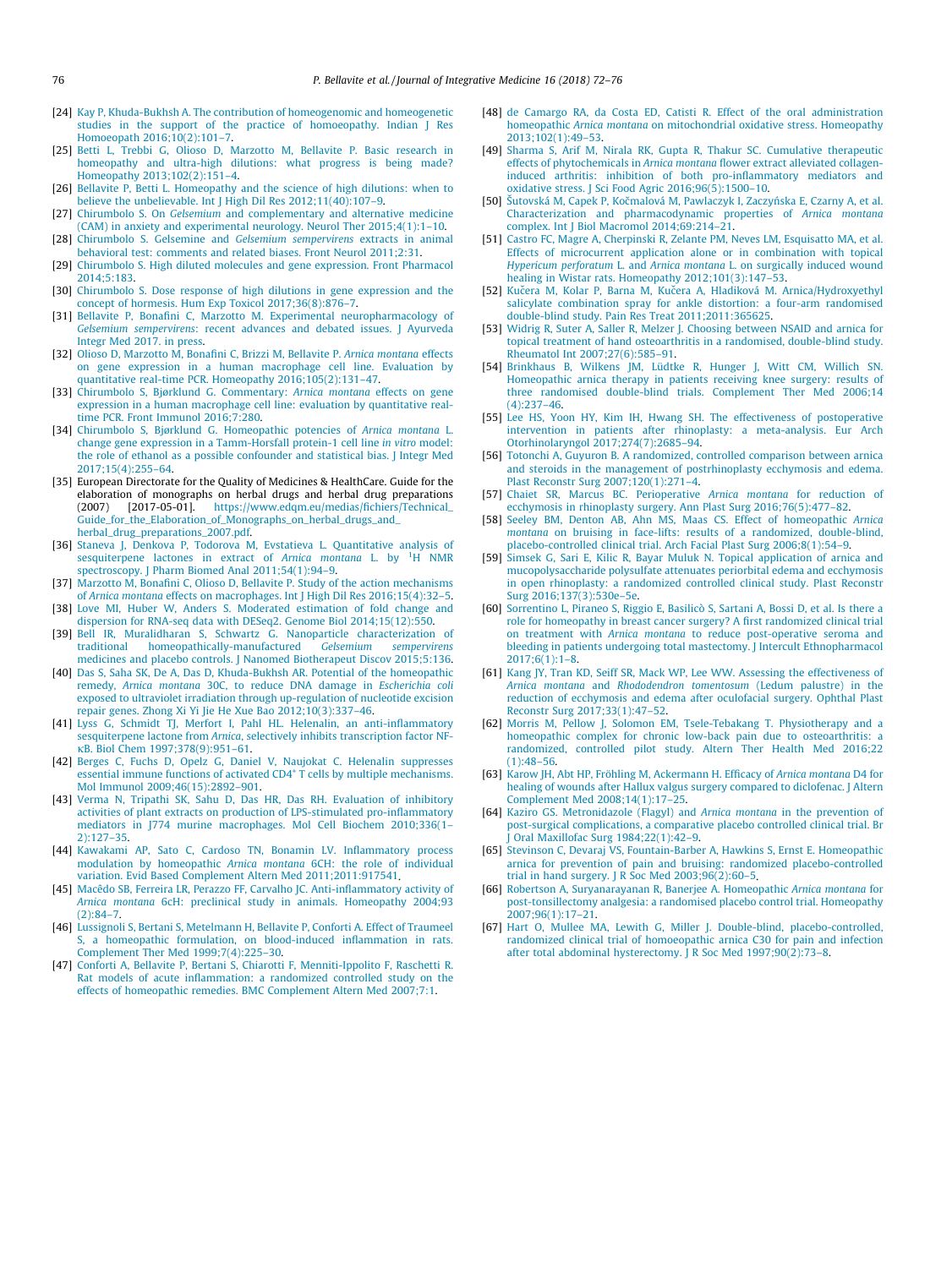[24] Kay P, Khuda-Bukhsh A. The contribution of homeogenomic and homeogenetic studies in the support of the practice of homoeopathy. Indian J Res Homoeopath 2016;10(2):101–7.

[25] Betti L, Trebbi G, Olioso D, Marzotto M, Bellavite P. Basic research in homeopathy and ultra-high dilutions: what progress is being made? Homeopathy 2013;102(2):151–4.

[26] Bellavite P, Betti L. Homeopathy and the science of high dilutions: when to believe the unbelievable. Int J High Dil Res 2012;11(40):107–9.

[27] Chirumbolo S. On *Gelsemium* and complementary and alternative medicine (CAM) in anxiety and experimental neurology. Neurol Ther 2015;4(1):1–10.

[28] Chirumbolo S. Gelsemine and *Gelsemium sempervirens* extracts in animal behavioral test: comments and related biases. Front Neurol 2011;2:31.

[29] Chirumbolo S. High diluted molecules and gene expression. Front Pharmacol 2014;5:183.

[30] Chirumbolo S. Dose response of high dilutions in gene expression and the concept of hormesis. Hum Exp Toxicol 2017;36(8):876–7.

[31] Bellavite P, Bonafini C, Marzotto M. Experimental neuropharmacology of *Gelsemium sempervirens*: recent advances and debated issues. J Ayurveda Integr Med 2017. in press.

[32] Olioso D, Marzotto M, Bonafini C, Brizzi M, Bellavite P. *Arnica montana* effects on gene expression in a human macrophage cell line. Evaluation by quantitative real-time PCR. Homeopathy 2016;105(2):131–47.

[33] Chirumbolo S, Bjørklund G. Commentary: *Arnica montana* effects on gene expression in a human macrophage cell line: evaluation by quantitative real-time PCR. Front Immunol 2016;7:280.

[34] Chirumbolo S, Bjørklund G. Homeopathic potencies of *Arnica montana* L. change gene expression in a Tamm-Horsfall protein-1 cell line *in vitro* model: the role of ethanol as a possible confounder and statistical bias. J Integr Med 2017;15(4):255–64.

[35] European Directorate for the Quality of Medicines & HealthCare. Guide for the elaboration of monographs on herbal drugs and herbal drug preparations (2007) [2017-05-01]. https://www.edqm.eu/medias/fichiers/Technical_Guide_for_the_Elaboration_of_Monographs_on_herbal_drugs_and_herbal_drug_preparations_2007.pdf.

[36] Staneva J, Denkova P, Todorova M, Evstatieva L. Quantitative analysis of sesquiterpene lactones in extract of *Arnica montana* L. by $^{1}$H NMR spectroscopy. J Pharm Biomed Anal 2011;54(1):94–9.

[37] Marzotto M, Bonafini C, Olioso D, Bellavite P. Study of the action mechanisms of *Arnica montana* effects on macrophages. Int J High Dil Res 2016;15(4):32–5.

[38] Love MI, Huber W, Anders S. Moderated estimation of fold change and dispersion for RNA-seq data with DESeq2. Genome Biol 2014;15(12):550.

[39] Bell IR, Muralidharan S, Schwartz G. Nanoparticle characterization of traditional homeopathically-manufactured *Gelsemium sempervirens* medicines and placebo controls. J Nanomed Biotherapeut Discov 2015;5:136.

[40] Das S, Saha SK, De A, Das D, Khuda-Bukhsh AR. Potential of the homeopathic remedy, *Arnica montana* 30C, to reduce DNA damage in *Escherichia coli* exposed to ultraviolet irradiation through up-regulation of nucleotide excision repair genes. Zhong Xi Yi Jie He Xue Bao 2012;10(3):337–46.

[41] Lyss G, Schmidt TJ, Merfort I, Pahl HL. Helenalin, an anti-inflammatory sesquiterpene lactone from *Arnica*, selectively inhibits transcription factor NF-κB. Biol Chem 1997;378(9):951–61.

[42] Berges C, Fuchs D, Opelz G, Daniel V, Naujokat C. Helenalin suppresses essential immune functions of activated CD4$^{+}$ T cells by multiple mechanisms. Mol Immunol 2009;46(15):2892–901.

[43] Verma N, Tripathi SK, Sahu D, Das HR, Das RH. Evaluation of inhibitory activities of plant extracts on production of LPS-stimulated pro-inflammatory mediators in J774 murine macrophages. Mol Cell Biochem 2010;336(1–2):127–35.

[44] Kawakami AP, Sato C, Cardoso TN, Bonamin LV. Inflammatory process modulation by homeopathic *Arnica montana* 6CH: the role of individual variation. Evid Based Complement Altern Med 2011;2011:917541.

[45] Macêdo SB, Ferreira LR, Perazzo FF, Carvalho JC. Anti-inflammatory activity of *Arnica montana* 6cH: preclinical study in animals. Homeopathy 2004;93(2):84–7.

[46] Lussignoli S, Bertani S, Metelmann H, Bellavite P, Conforti A. Effect of Traumeel S, a homeopathic formulation, on blood-induced inflammation in rats. Complement Ther Med 1999;7(4):225–30.

[47] Conforti A, Bellavite P, Bertani S, Chiarotti F, Menniti-Ippolito F, Raschetti R. Rat models of acute inflammation: a randomized controlled study on the effects of homeopathic remedies. BMC Complement Altern Med 2007;7:1.

[48] de Camargo RA, da Costa ED, Catisti R. Effect of the oral administration homeopathic *Arnica montana* on mitochondrial oxidative stress. Homeopathy 2013;102(1):49–53.

[49] Sharma S, Arif M, Nirala RK, Gupta R, Thakur SC. Cumulative therapeutic effects of phytochemicals in *Arnica montana* flower extract alleviated collagen-induced arthritis: inhibition of both pro-inflammatory mediators and oxidative stress. J Sci Food Agric 2016;96(5):1500–10.

[50] Šutovská M, Capek P, Kočmalová M, Pawlaczyk I, Zaczyńska E, Czarny A, et al. Characterization and pharmacodynamic properties of *Arnica montana* complex. Int J Biol Macromol 2014;69:214–21.

[51] Castro FC, Magre A, Cherpinski R, Zelante PM, Neves LM, Esquisatto MA, et al. Effects of microcurrent application alone or in combination with topical *Hypericum perforatum* L. and *Arnica montana* L. on surgically induced wound healing in Wistar rats. Homeopathy 2012;101(3):147–53.

[52] Kučera M, Kolar P, Barna M, Kučera A, Hladiková M. Arnica/Hydroxyethyl salicylate combination spray for ankle distortion: a four-arm randomised double-blind study. Pain Res Treat 2011;2011:365625.

[53] Widrig R, Suter A, Saller R, Melzer J. Choosing between NSAID and arnica for topical treatment of hand osteoarthritis in a randomised, double-blind study. Rheumatol Int 2007;27(6):585–91.

[54] Brinkhaus B, Wilkens JM, Lüdtke R, Hunger J, Witt CM, Willich SN. Homeopathic arnica therapy in patients receiving knee surgery: results of three randomised double-blind trials. Complement Ther Med 2006;14(4):237–46.

[55] Lee HS, Yoon HY, Kim IH, Hwang SH. The effectiveness of postoperative intervention in patients after rhinoplasty: a meta-analysis. Eur Arch Otorhinolaryngol 2017;274(7):2685–94.

[56] Totonchi A, Guyuron B. A randomized, controlled comparison between arnica and steroids in the management of postrhinoplasty ecchymosis and edema. Plast Reconstr Surg 2007;120(1):271–4.

[57] Chaiet SR, Marcus BC. Perioperative *Arnica montana* for reduction of ecchymosis in rhinoplasty surgery. Ann Plast Surg 2016;76(5):477–82.

[58] Seeley BM, Denton AB, Ahn MS, Maas CS. Effect of homeopathic *Arnica montana* on bruising in face-lifts: results of a randomized, double-blind, placebo-controlled clinical trial. Arch Facial Plast Surg 2006;8(1):54–9.

[59] Simsek G, Sari E, Kilic R, Bayar Muluk N. Topical application of arnica and mucopolysaccharide polysulfate attenuates periorbital edema and ecchymosis in open rhinoplasty: a randomized controlled clinical study. Plast Reconstr Surg 2016;137(3):530e–5e.

[60] Sorrentino L, Piraneo S, Riggio E, Basilicò S, Sartani A, Bossi D, et al. Is there a role for homeopathy in breast cancer surgery? A first randomized clinical trial on treatment with *Arnica montana* to reduce post-operative seroma and bleeding in patients undergoing total mastectomy. J Intercult Ethnopharmacol 2017;6(1):1–8.

[61] Kang JY, Tran KD, Seiff SR, Mack WP, Lee WW. Assessing the effectiveness of *Arnica montana* and *Rhododendron tomentosum* (Ledum palustre) in the reduction of ecchymosis and edema after oculofacial surgery. Ophthal Plast Reconstr Surg 2017;33(1):47–52.

[62] Morris M, Pellow J, Solomon EM, Tsele-Tebakang T. Physiotherapy and a homeopathic complex for chronic low-back pain due to osteoarthritis: a randomized, controlled pilot study. Altern Ther Health Med 2016;22(1):48–56.

[63] Karow JH, Abt HP, Fröhling M, Ackermann H. Efficacy of *Arnica montana* D4 for healing of wounds after Hallux valgus surgery compared to diclofenac. J Altern Complement Med 2008;14(1):17–25.

[64] Kaziro GS. Metronidazole (Flagyl) and *Arnica montana* in the prevention of post-surgical complications, a comparative placebo controlled clinical trial. Br J Oral Maxillofac Surg 1984;22(1):42–9.

[65] Stevinson C, Devaraj VS, Fountain-Barber A, Hawkins S, Ernst E. Homeopathic arnica for prevention of pain and bruising: randomized placebo-controlled trial in hand surgery. J R Soc Med 2003;96(2):60–5.

[66] Robertson A, Suryanarayanan R, Banerjee A. Homeopathic *Arnica montana* for post-tonsillectomy analgesia: a randomised placebo control trial. Homeopathy 2007;96(1):17–21.

[67] Hart O, Mullee MA, Lewith G, Miller J. Double-blind, placebo-controlled, randomized clinical trial of homoeopathic arnica C30 for pain and infection after total abdominal hysterectomy. J R Soc Med 1997;90(2):73–8.